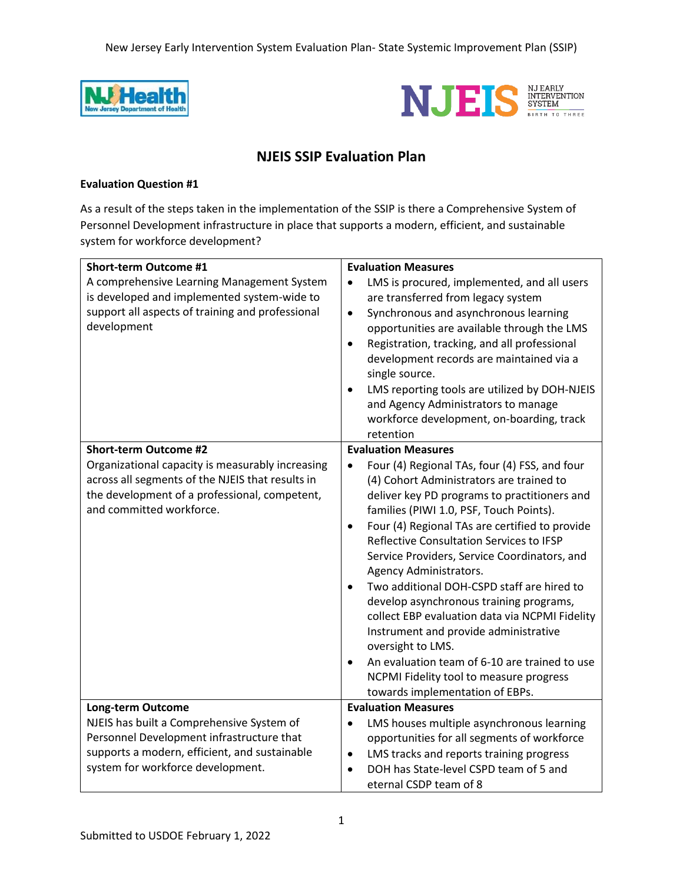# NJEIS SSIP Evaluation Plan

**Evaluation Question #1**

As a result of the steps taken in the implementation of the SSIP is there a Comprehensive System of Personnel Development infrastructure in place that supports a modern, efficient, and sustainable system for workforce development?

| **Short-term Outcome #1** | **Evaluation Measures** |
|---|---|
| A comprehensive Learning Management System is developed and implemented system-wide to support all aspects of training and professional development | • LMS is procured, implemented, and all users are transferred from legacy system<br>• Synchronous and asynchronous learning opportunities are available through the LMS<br>• Registration, tracking, and all professional development records are maintained via a single source.<br>• LMS reporting tools are utilized by DOH-NJEIS and Agency Administrators to manage workforce development, on-boarding, track retention |
| **Short-term Outcome #2**<br>Organizational capacity is measurably increasing across all segments of the NJEIS that results in the development of a professional, competent, and committed workforce. | **Evaluation Measures**<br>• Four (4) Regional TAs, four (4) FSS, and four (4) Cohort Administrators are trained to deliver key PD programs to practitioners and families (PIWI 1.0, PSF, Touch Points).<br>• Four (4) Regional TAs are certified to provide Reflective Consultation Services to IFSP Service Providers, Service Coordinators, and Agency Administrators.<br>• Two additional DOH-CSPD staff are hired to develop asynchronous training programs, collect EBP evaluation data via NCPMI Fidelity Instrument and provide administrative oversight to LMS.<br>• An evaluation team of 6-10 are trained to use NCPMI Fidelity tool to measure progress towards implementation of EBPs. |
| **Long-term Outcome**<br>NJEIS has built a Comprehensive System of Personnel Development infrastructure that supports a modern, efficient, and sustainable system for workforce development. | **Evaluation Measures**<br>• LMS houses multiple asynchronous learning opportunities for all segments of workforce<br>• LMS tracks and reports training progress<br>• DOH has State-level CSPD team of 5 and eternal CSDP team of 8 |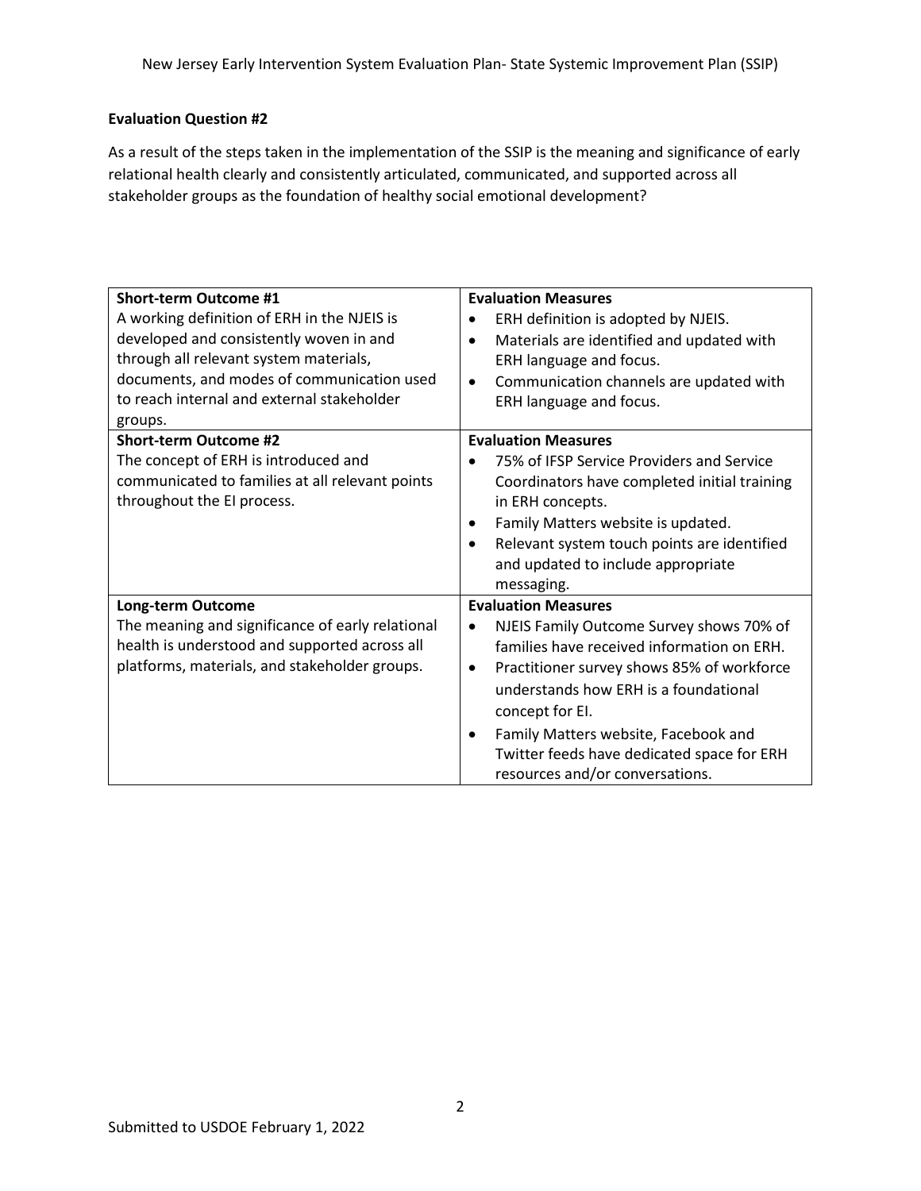**Evaluation Question #2**

As a result of the steps taken in the implementation of the SSIP is the meaning and significance of early relational health clearly and consistently articulated, communicated, and supported across all stakeholder groups as the foundation of healthy social emotional development?

| **Short-term Outcome #1** | **Evaluation Measures** |
|---|---|
| A working definition of ERH in the NJEIS is developed and consistently woven in and through all relevant system materials, documents, and modes of communication used to reach internal and external stakeholder groups. | • ERH definition is adopted by NJEIS.<br>• Materials are identified and updated with ERH language and focus.<br>• Communication channels are updated with ERH language and focus. |
| **Short-term Outcome #2**<br>The concept of ERH is introduced and communicated to families at all relevant points throughout the EI process. | **Evaluation Measures**<br>• 75% of IFSP Service Providers and Service Coordinators have completed initial training in ERH concepts.<br>• Family Matters website is updated.<br>• Relevant system touch points are identified and updated to include appropriate messaging. |
| **Long-term Outcome**<br>The meaning and significance of early relational health is understood and supported across all platforms, materials, and stakeholder groups. | **Evaluation Measures**<br>• NJEIS Family Outcome Survey shows 70% of families have received information on ERH.<br>• Practitioner survey shows 85% of workforce understands how ERH is a foundational concept for EI.<br>• Family Matters website, Facebook and Twitter feeds have dedicated space for ERH resources and/or conversations. |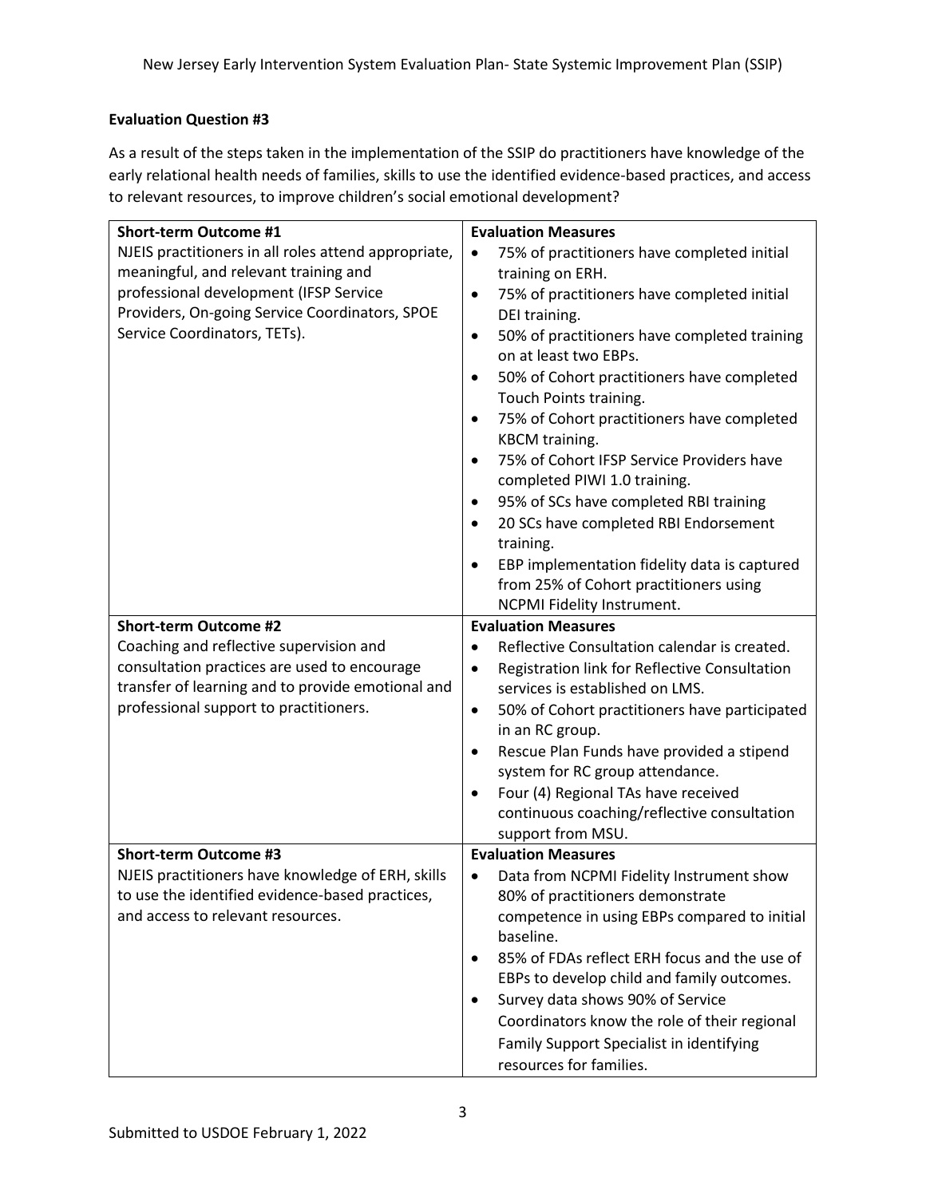**Evaluation Question #3**

As a result of the steps taken in the implementation of the SSIP do practitioners have knowledge of the early relational health needs of families, skills to use the identified evidence-based practices, and access to relevant resources, to improve children's social emotional development?

| **Short-term Outcome #1** | **Evaluation Measures** |
|---|---|
| NJEIS practitioners in all roles attend appropriate, meaningful, and relevant training and professional development (IFSP Service Providers, On-going Service Coordinators, SPOE Service Coordinators, TETs). | • 75% of practitioners have completed initial training on ERH.<br>• 75% of practitioners have completed initial DEI training.<br>• 50% of practitioners have completed training on at least two EBPs.<br>• 50% of Cohort practitioners have completed Touch Points training.<br>• 75% of Cohort practitioners have completed KBCM training.<br>• 75% of Cohort IFSP Service Providers have completed PIWI 1.0 training.<br>• 95% of SCs have completed RBI training<br>• 20 SCs have completed RBI Endorsement training.<br>• EBP implementation fidelity data is captured from 25% of Cohort practitioners using NCPMI Fidelity Instrument. |
| **Short-term Outcome #2** | **Evaluation Measures** |
| Coaching and reflective supervision and consultation practices are used to encourage transfer of learning and to provide emotional and professional support to practitioners. | • Reflective Consultation calendar is created.<br>• Registration link for Reflective Consultation services is established on LMS.<br>• 50% of Cohort practitioners have participated in an RC group.<br>• Rescue Plan Funds have provided a stipend system for RC group attendance.<br>• Four (4) Regional TAs have received continuous coaching/reflective consultation support from MSU. |
| **Short-term Outcome #3** | **Evaluation Measures** |
| NJEIS practitioners have knowledge of ERH, skills to use the identified evidence-based practices, and access to relevant resources. | • Data from NCPMI Fidelity Instrument show 80% of practitioners demonstrate competence in using EBPs compared to initial baseline.<br>• 85% of FDAs reflect ERH focus and the use of EBPs to develop child and family outcomes.<br>• Survey data shows 90% of Service Coordinators know the role of their regional Family Support Specialist in identifying resources for families. |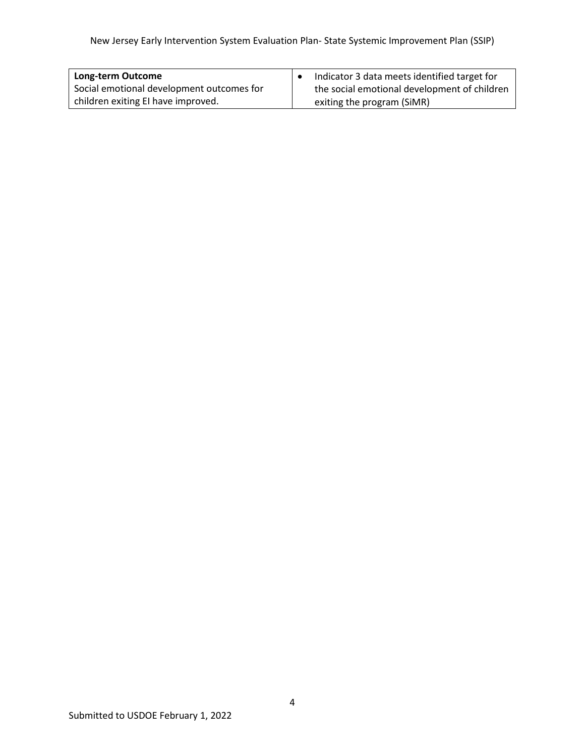| **Long-term Outcome**<br>Social emotional development outcomes for children exiting EI have improved. | • Indicator 3 data meets identified target for the social emotional development of children exiting the program (SiMR) |
|---|---|

Submitted to USDOE February 1, 2022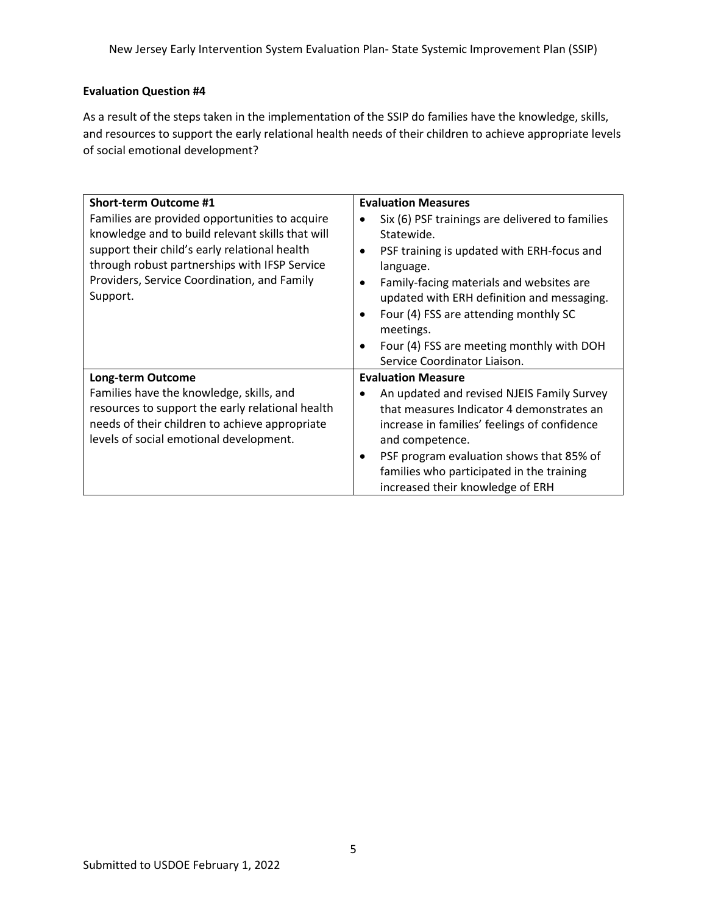**Evaluation Question #4**

As a result of the steps taken in the implementation of the SSIP do families have the knowledge, skills, and resources to support the early relational health needs of their children to achieve appropriate levels of social emotional development?

| **Short-term Outcome #1** | **Evaluation Measures** |
|---|---|
| Families are provided opportunities to acquire knowledge and to build relevant skills that will support their child's early relational health through robust partnerships with IFSP Service Providers, Service Coordination, and Family Support. | • Six (6) PSF trainings are delivered to families Statewide.<br>• PSF training is updated with ERH-focus and language.<br>• Family-facing materials and websites are updated with ERH definition and messaging.<br>• Four (4) FSS are attending monthly SC meetings.<br>• Four (4) FSS are meeting monthly with DOH Service Coordinator Liaison. |
| **Long-term Outcome**<br>Families have the knowledge, skills, and resources to support the early relational health needs of their children to achieve appropriate levels of social emotional development. | **Evaluation Measure**<br>• An updated and revised NJEIS Family Survey that measures Indicator 4 demonstrates an increase in families' feelings of confidence and competence.<br>• PSF program evaluation shows that 85% of families who participated in the training increased their knowledge of ERH |

Submitted to USDOE February 1, 2022